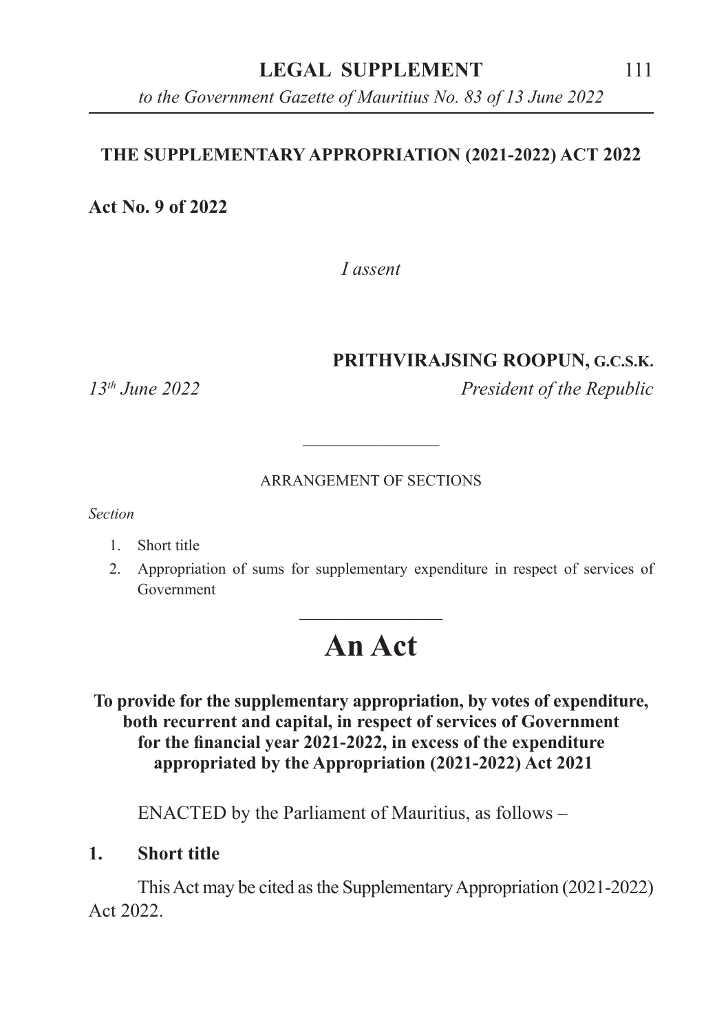**LEGAL SUPPLEMENT**

*to the Government Gazette of Mauritius No. 83 of 13 June 2022*

# THE SUPPLEMENTARY APPROPRIATION (2021-2022) ACT 2022

**Act No. 9 of 2022**

*I assent*

**PRITHVIRAJSING ROOPUN, G.C.S.K.**

*13th June 2022* *President of the Republic*

---

ARRANGEMENT OF SECTIONS

*Section*

1. Short title
2. Appropriation of sums for supplementary expenditure in respect of services of Government

---

# An Act

**To provide for the supplementary appropriation, by votes of expenditure, both recurrent and capital, in respect of services of Government for the financial year 2021-2022, in excess of the expenditure appropriated by the Appropriation (2021-2022) Act 2021**

ENACTED by the Parliament of Mauritius, as follows –

**1. Short title**

This Act may be cited as the Supplementary Appropriation (2021-2022) Act 2022.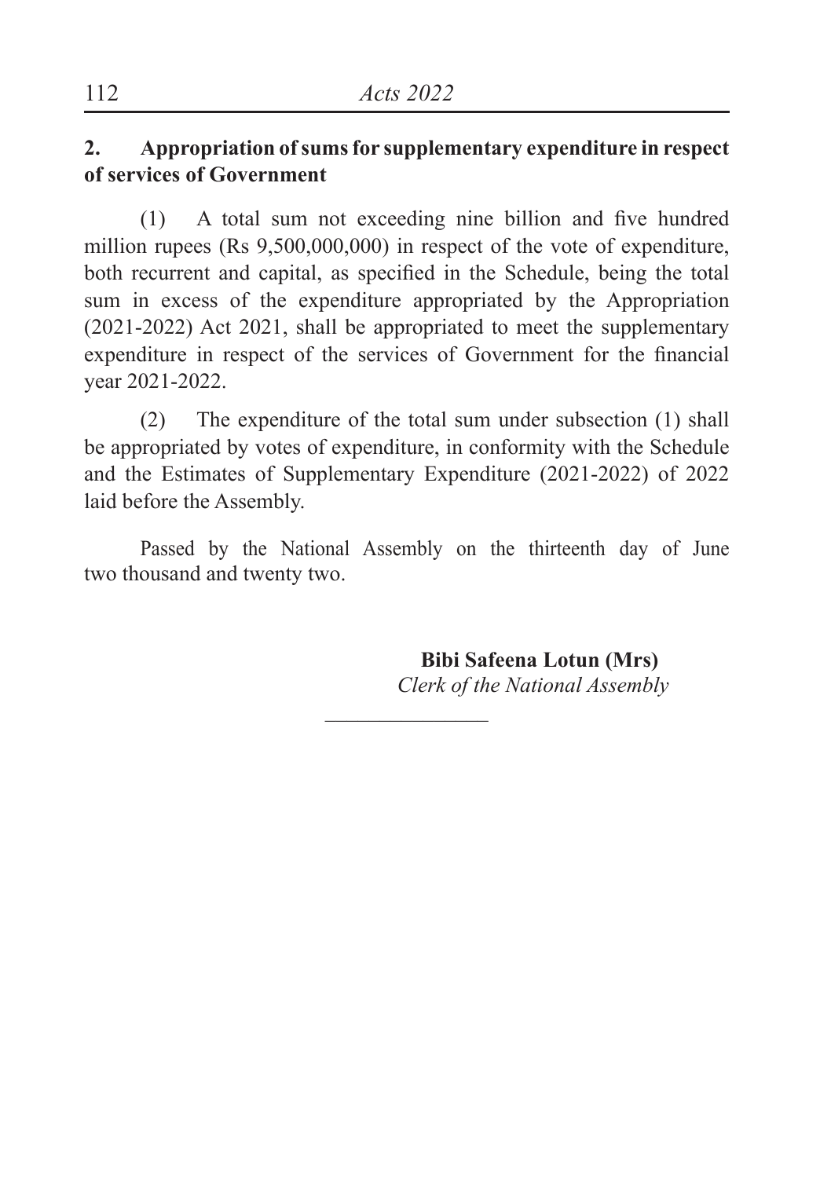**2. Appropriation of sums for supplementary expenditure in respect of services of Government**

(1) A total sum not exceeding nine billion and five hundred million rupees (Rs 9,500,000,000) in respect of the vote of expenditure, both recurrent and capital, as specified in the Schedule, being the total sum in excess of the expenditure appropriated by the Appropriation (2021-2022) Act 2021, shall be appropriated to meet the supplementary expenditure in respect of the services of Government for the financial year 2021-2022.

(2) The expenditure of the total sum under subsection (1) shall be appropriated by votes of expenditure, in conformity with the Schedule and the Estimates of Supplementary Expenditure (2021-2022) of 2022 laid before the Assembly.

Passed by the National Assembly on the thirteenth day of June two thousand and twenty two.

**Bibi Safeena Lotun (Mrs)**
*Clerk of the National Assembly*

---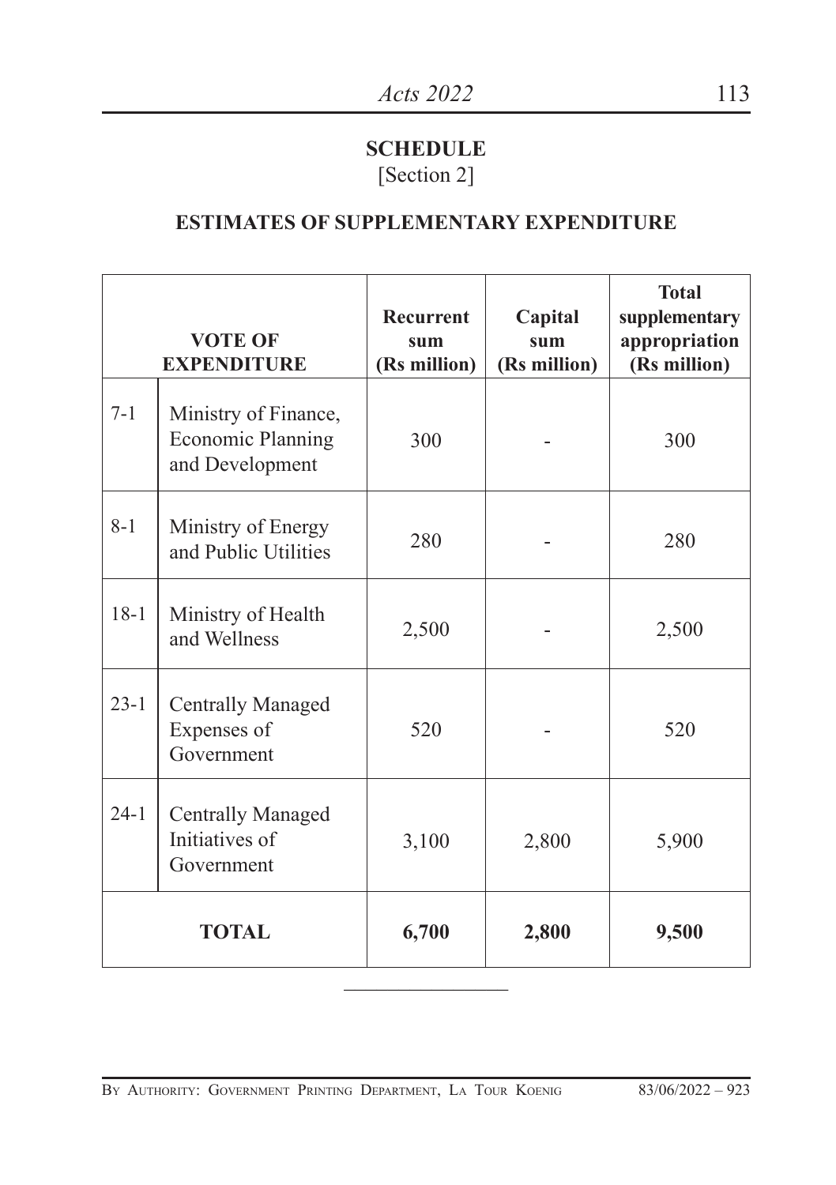## SCHEDULE

[Section 2]

## ESTIMATES OF SUPPLEMENTARY EXPENDITURE

| VOTE OF EXPENDITURE | | Recurrent sum (Rs million) | Capital sum (Rs million) | Total supplementary appropriation (Rs million) |
|---|---|---|---|---|
| 7-1 | Ministry of Finance, Economic Planning and Development | 300 | - | 300 |
| 8-1 | Ministry of Energy and Public Utilities | 280 | - | 280 |
| 18-1 | Ministry of Health and Wellness | 2,500 | - | 2,500 |
| 23-1 | Centrally Managed Expenses of Government | 520 | - | 520 |
| 24-1 | Centrally Managed Initiatives of Government | 3,100 | 2,800 | 5,900 |
| **TOTAL** | | **6,700** | **2,800** | **9,500** |

---

BY AUTHORITY: GOVERNMENT PRINTING DEPARTMENT, LA TOUR KOENIG 83/06/2022 – 923